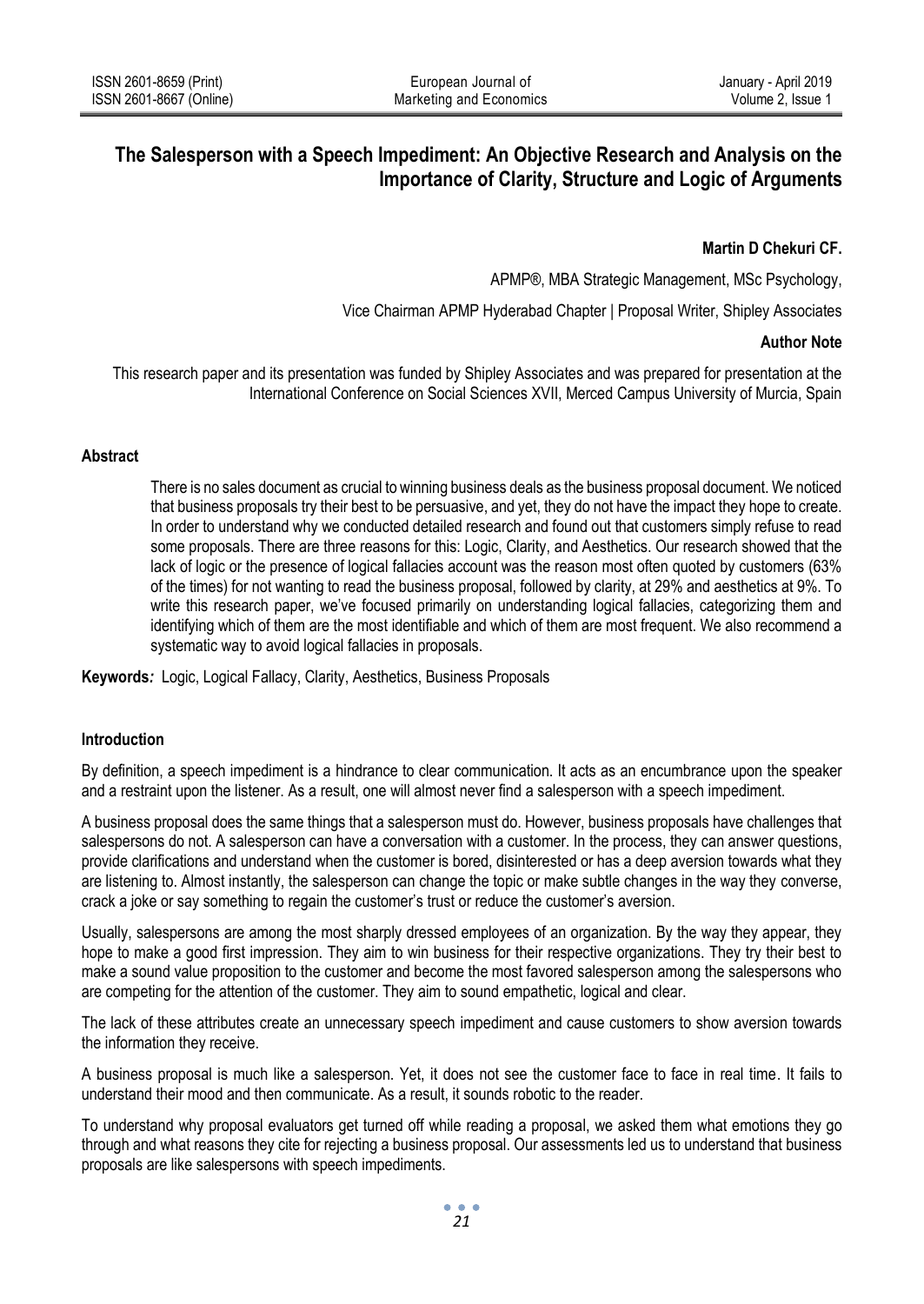# The Salesperson with a Speech Impediment: An Objective Research and Analysis on the Importance of Clarity, Structure and Logic of Arguments

**Martin D Chekuri CF.**

APMP®, MBA Strategic Management, MSc Psychology,

Vice Chairman APMP Hyderabad Chapter | Proposal Writer, Shipley Associates

**Author Note**

This research paper and its presentation was funded by Shipley Associates and was prepared for presentation at the International Conference on Social Sciences XVII, Merced Campus University of Murcia, Spain

## Abstract

There is no sales document as crucial to winning business deals as the business proposal document. We noticed that business proposals try their best to be persuasive, and yet, they do not have the impact they hope to create. In order to understand why we conducted detailed research and found out that customers simply refuse to read some proposals. There are three reasons for this: Logic, Clarity, and Aesthetics. Our research showed that the lack of logic or the presence of logical fallacies account was the reason most often quoted by customers (63% of the times) for not wanting to read the business proposal, followed by clarity, at 29% and aesthetics at 9%. To write this research paper, we've focused primarily on understanding logical fallacies, categorizing them and identifying which of them are the most identifiable and which of them are most frequent. We also recommend a systematic way to avoid logical fallacies in proposals.

**Keywords***:* Logic, Logical Fallacy, Clarity, Aesthetics, Business Proposals

## Introduction

By definition, a speech impediment is a hindrance to clear communication. It acts as an encumbrance upon the speaker and a restraint upon the listener. As a result, one will almost never find a salesperson with a speech impediment.

A business proposal does the same things that a salesperson must do. However, business proposals have challenges that salespersons do not. A salesperson can have a conversation with a customer. In the process, they can answer questions, provide clarifications and understand when the customer is bored, disinterested or has a deep aversion towards what they are listening to. Almost instantly, the salesperson can change the topic or make subtle changes in the way they converse, crack a joke or say something to regain the customer's trust or reduce the customer's aversion.

Usually, salespersons are among the most sharply dressed employees of an organization. By the way they appear, they hope to make a good first impression. They aim to win business for their respective organizations. They try their best to make a sound value proposition to the customer and become the most favored salesperson among the salespersons who are competing for the attention of the customer. They aim to sound empathetic, logical and clear.

The lack of these attributes create an unnecessary speech impediment and cause customers to show aversion towards the information they receive.

A business proposal is much like a salesperson. Yet, it does not see the customer face to face in real time. It fails to understand their mood and then communicate. As a result, it sounds robotic to the reader.

To understand why proposal evaluators get turned off while reading a proposal, we asked them what emotions they go through and what reasons they cite for rejecting a business proposal. Our assessments led us to understand that business proposals are like salespersons with speech impediments.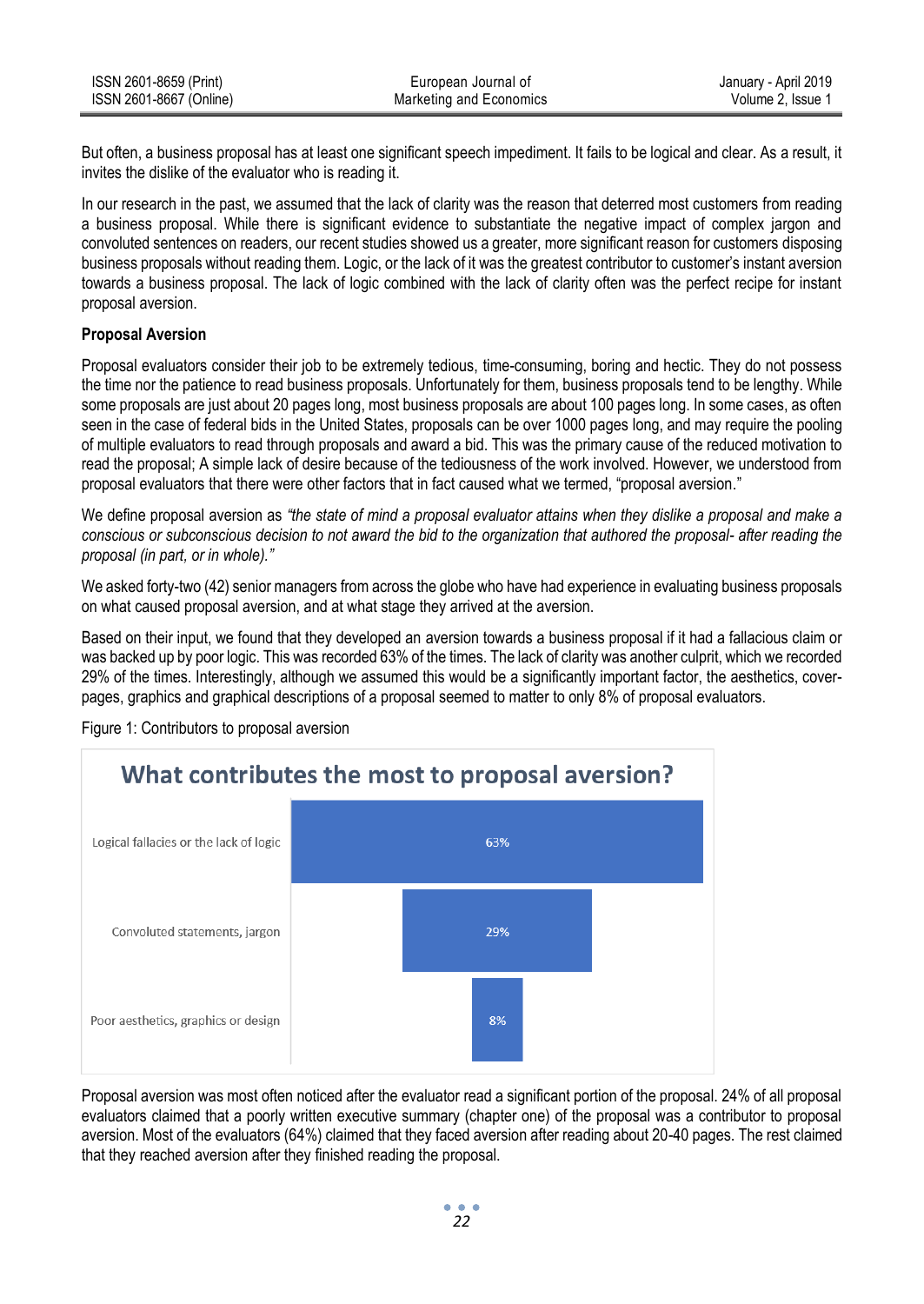But often, a business proposal has at least one significant speech impediment. It fails to be logical and clear. As a result, it invites the dislike of the evaluator who is reading it.

In our research in the past, we assumed that the lack of clarity was the reason that deterred most customers from reading a business proposal. While there is significant evidence to substantiate the negative impact of complex jargon and convoluted sentences on readers, our recent studies showed us a greater, more significant reason for customers disposing business proposals without reading them. Logic, or the lack of it was the greatest contributor to customer's instant aversion towards a business proposal. The lack of logic combined with the lack of clarity often was the perfect recipe for instant proposal aversion.

**Proposal Aversion**

Proposal evaluators consider their job to be extremely tedious, time-consuming, boring and hectic. They do not possess the time nor the patience to read business proposals. Unfortunately for them, business proposals tend to be lengthy. While some proposals are just about 20 pages long, most business proposals are about 100 pages long. In some cases, as often seen in the case of federal bids in the United States, proposals can be over 1000 pages long, and may require the pooling of multiple evaluators to read through proposals and award a bid. This was the primary cause of the reduced motivation to read the proposal; A simple lack of desire because of the tediousness of the work involved. However, we understood from proposal evaluators that there were other factors that in fact caused what we termed, "proposal aversion."

We define proposal aversion as *"the state of mind a proposal evaluator attains when they dislike a proposal and make a conscious or subconscious decision to not award the bid to the organization that authored the proposal- after reading the proposal (in part, or in whole)."*

We asked forty-two (42) senior managers from across the globe who have had experience in evaluating business proposals on what caused proposal aversion, and at what stage they arrived at the aversion.

Based on their input, we found that they developed an aversion towards a business proposal if it had a fallacious claim or was backed up by poor logic. This was recorded 63% of the times. The lack of clarity was another culprit, which we recorded 29% of the times. Interestingly, although we assumed this would be a significantly important factor, the aesthetics, cover-pages, graphics and graphical descriptions of a proposal seemed to matter to only 8% of proposal evaluators.

Figure 1: Contributors to proposal aversion

**What contributes the most to proposal aversion?**

| Contributor | Share |
|---|---|
| Logical fallacies or the lack of logic | 63% |
| Convoluted statements, jargon | 29% |
| Poor aesthetics, graphics or design | 8% |

Proposal aversion was most often noticed after the evaluator read a significant portion of the proposal. 24% of all proposal evaluators claimed that a poorly written executive summary (chapter one) of the proposal was a contributor to proposal aversion. Most of the evaluators (64%) claimed that they faced aversion after reading about 20-40 pages. The rest claimed that they reached aversion after they finished reading the proposal.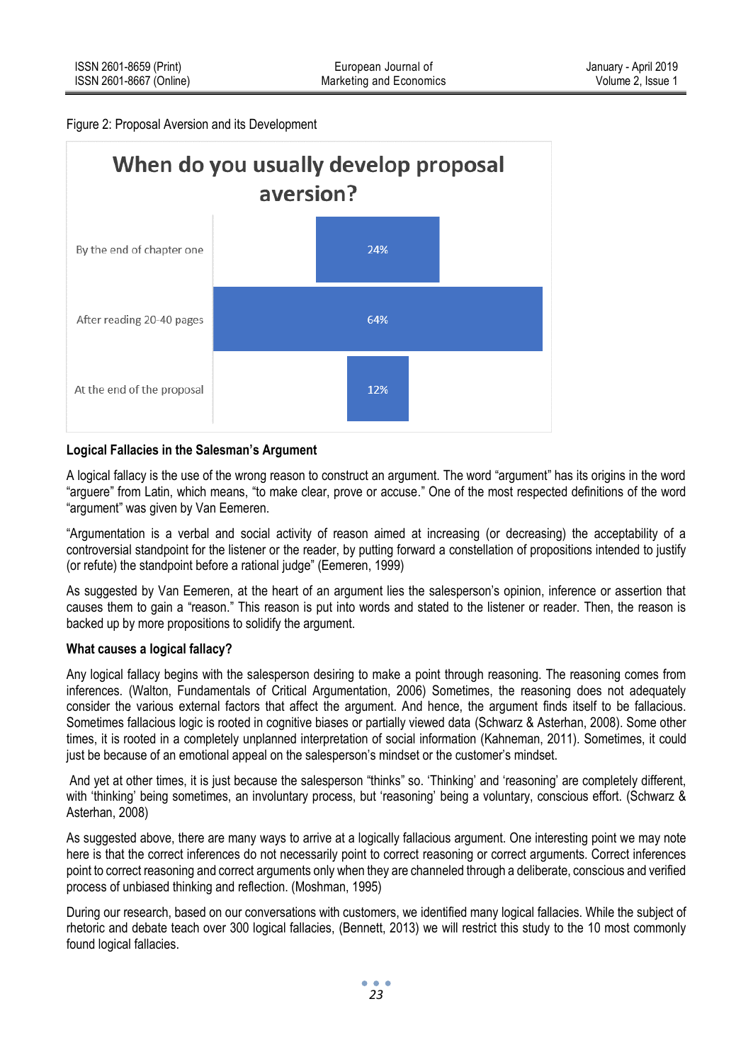Figure 2: Proposal Aversion and its Development

**When do you usually develop proposal aversion?**

| Response | Percentage |
|---|---|
| By the end of chapter one | 24% |
| After reading 20-40 pages | 64% |
| At the end of the proposal | 12% |

**Logical Fallacies in the Salesman's Argument**

A logical fallacy is the use of the wrong reason to construct an argument. The word "argument" has its origins in the word "arguere" from Latin, which means, "to make clear, prove or accuse." One of the most respected definitions of the word "argument" was given by Van Eemeren.

"Argumentation is a verbal and social activity of reason aimed at increasing (or decreasing) the acceptability of a controversial standpoint for the listener or the reader, by putting forward a constellation of propositions intended to justify (or refute) the standpoint before a rational judge" (Eemeren, 1999)

As suggested by Van Eemeren, at the heart of an argument lies the salesperson's opinion, inference or assertion that causes them to gain a "reason." This reason is put into words and stated to the listener or reader. Then, the reason is backed up by more propositions to solidify the argument.

**What causes a logical fallacy?**

Any logical fallacy begins with the salesperson desiring to make a point through reasoning. The reasoning comes from inferences. (Walton, Fundamentals of Critical Argumentation, 2006) Sometimes, the reasoning does not adequately consider the various external factors that affect the argument. And hence, the argument finds itself to be fallacious. Sometimes fallacious logic is rooted in cognitive biases or partially viewed data (Schwarz & Asterhan, 2008). Some other times, it is rooted in a completely unplanned interpretation of social information (Kahneman, 2011). Sometimes, it could just be because of an emotional appeal on the salesperson's mindset or the customer's mindset.

And yet at other times, it is just because the salesperson "thinks" so. 'Thinking' and 'reasoning' are completely different, with 'thinking' being sometimes, an involuntary process, but 'reasoning' being a voluntary, conscious effort. (Schwarz & Asterhan, 2008)

As suggested above, there are many ways to arrive at a logically fallacious argument. One interesting point we may note here is that the correct inferences do not necessarily point to correct reasoning or correct arguments. Correct inferences point to correct reasoning and correct arguments only when they are channeled through a deliberate, conscious and verified process of unbiased thinking and reflection. (Moshman, 1995)

During our research, based on our conversations with customers, we identified many logical fallacies. While the subject of rhetoric and debate teach over 300 logical fallacies, (Bennett, 2013) we will restrict this study to the 10 most commonly found logical fallacies.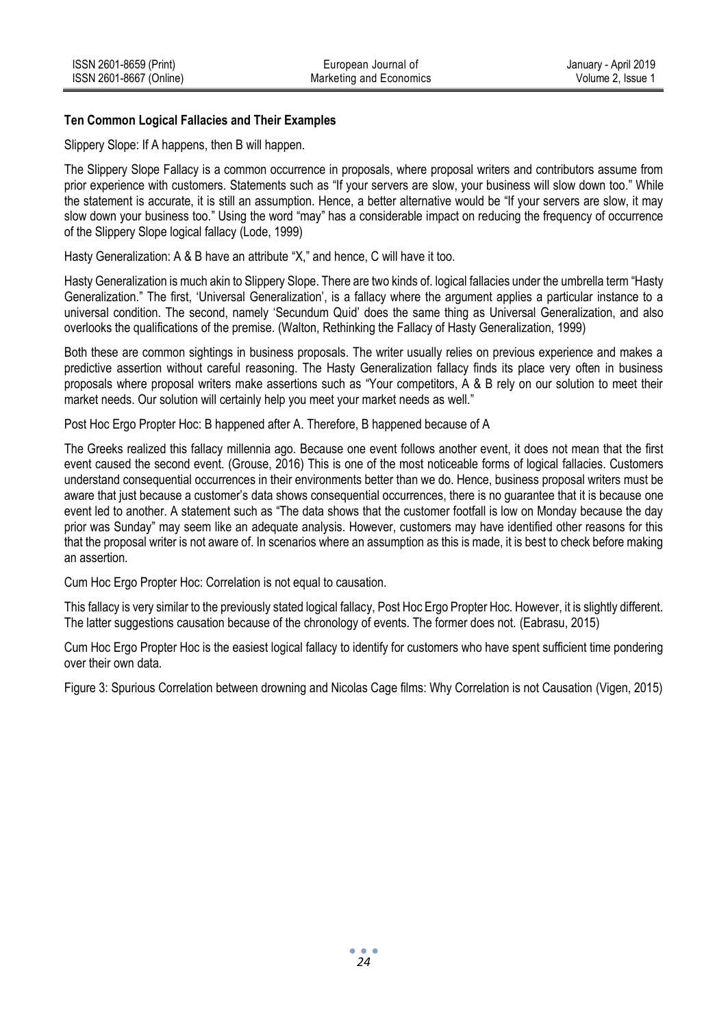**Ten Common Logical Fallacies and Their Examples**

Slippery Slope: If A happens, then B will happen.

The Slippery Slope Fallacy is a common occurrence in proposals, where proposal writers and contributors assume from prior experience with customers. Statements such as "If your servers are slow, your business will slow down too." While the statement is accurate, it is still an assumption. Hence, a better alternative would be "If your servers are slow, it may slow down your business too." Using the word "may" has a considerable impact on reducing the frequency of occurrence of the Slippery Slope logical fallacy (Lode, 1999)

Hasty Generalization: A & B have an attribute "X," and hence, C will have it too.

Hasty Generalization is much akin to Slippery Slope. There are two kinds of. logical fallacies under the umbrella term "Hasty Generalization." The first, 'Universal Generalization', is a fallacy where the argument applies a particular instance to a universal condition. The second, namely 'Secundum Quid' does the same thing as Universal Generalization, and also overlooks the qualifications of the premise. (Walton, Rethinking the Fallacy of Hasty Generalization, 1999)

Both these are common sightings in business proposals. The writer usually relies on previous experience and makes a predictive assertion without careful reasoning. The Hasty Generalization fallacy finds its place very often in business proposals where proposal writers make assertions such as "Your competitors, A & B rely on our solution to meet their market needs. Our solution will certainly help you meet your market needs as well."

Post Hoc Ergo Propter Hoc: B happened after A. Therefore, B happened because of A

The Greeks realized this fallacy millennia ago. Because one event follows another event, it does not mean that the first event caused the second event. (Grouse, 2016) This is one of the most noticeable forms of logical fallacies. Customers understand consequential occurrences in their environments better than we do. Hence, business proposal writers must be aware that just because a customer's data shows consequential occurrences, there is no guarantee that it is because one event led to another. A statement such as "The data shows that the customer footfall is low on Monday because the day prior was Sunday" may seem like an adequate analysis. However, customers may have identified other reasons for this that the proposal writer is not aware of. In scenarios where an assumption as this is made, it is best to check before making an assertion.

Cum Hoc Ergo Propter Hoc: Correlation is not equal to causation.

This fallacy is very similar to the previously stated logical fallacy, Post Hoc Ergo Propter Hoc. However, it is slightly different. The latter suggestions causation because of the chronology of events. The former does not. (Eabrasu, 2015)

Cum Hoc Ergo Propter Hoc is the easiest logical fallacy to identify for customers who have spent sufficient time pondering over their own data.

Figure 3: Spurious Correlation between drowning and Nicolas Cage films: Why Correlation is not Causation (Vigen, 2015)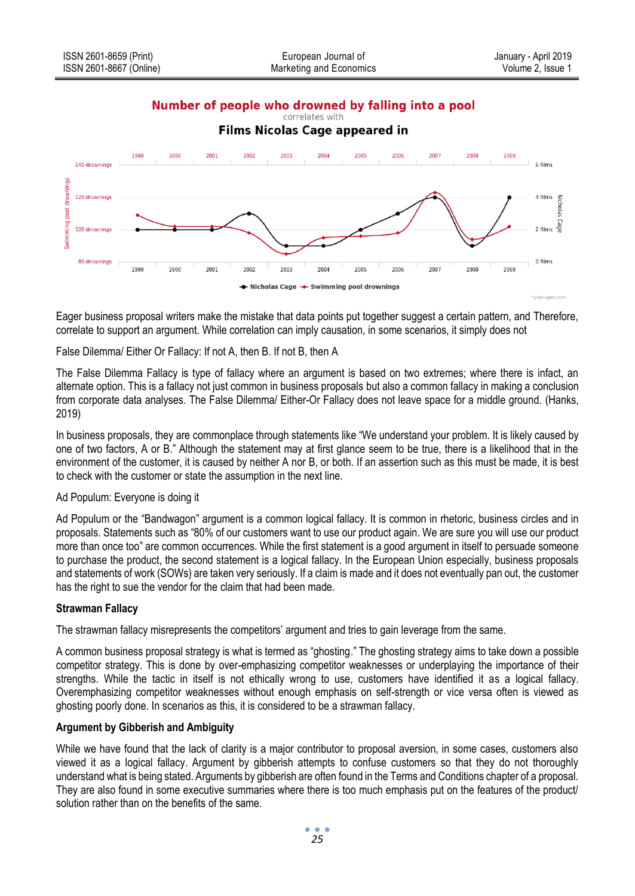Eager business proposal writers make the mistake that data points put together suggest a certain pattern, and Therefore, correlate to support an argument. While correlation can imply causation, in some scenarios, it simply does not

False Dilemma/ Either Or Fallacy: If not A, then B. If not B, then A

The False Dilemma Fallacy is type of fallacy where an argument is based on two extremes; where there is infact, an alternate option. This is a fallacy not just common in business proposals but also a common fallacy in making a conclusion from corporate data analyses. The False Dilemma/ Either-Or Fallacy does not leave space for a middle ground. (Hanks, 2019)

In business proposals, they are commonplace through statements like "We understand your problem. It is likely caused by one of two factors, A or B." Although the statement may at first glance seem to be true, there is a likelihood that in the environment of the customer, it is caused by neither A nor B, or both. If an assertion such as this must be made, it is best to check with the customer or state the assumption in the next line.

Ad Populum: Everyone is doing it

Ad Populum or the "Bandwagon" argument is a common logical fallacy. It is common in rhetoric, business circles and in proposals. Statements such as "80% of our customers want to use our product again. We are sure you will use our product more than once too" are common occurrences. While the first statement is a good argument in itself to persuade someone to purchase the product, the second statement is a logical fallacy. In the European Union especially, business proposals and statements of work (SOWs) are taken very seriously. If a claim is made and it does not eventually pan out, the customer has the right to sue the vendor for the claim that had been made.

**Strawman Fallacy**

The strawman fallacy misrepresents the competitors' argument and tries to gain leverage from the same.

A common business proposal strategy is what is termed as "ghosting." The ghosting strategy aims to take down a possible competitor strategy. This is done by over-emphasizing competitor weaknesses or underplaying the importance of their strengths. While the tactic in itself is not ethically wrong to use, customers have identified it as a logical fallacy. Overemphasizing competitor weaknesses without enough emphasis on self-strength or vice versa often is viewed as ghosting poorly done. In scenarios as this, it is considered to be a strawman fallacy.

**Argument by Gibberish and Ambiguity**

While we have found that the lack of clarity is a major contributor to proposal aversion, in some cases, customers also viewed it as a logical fallacy. Argument by gibberish attempts to confuse customers so that they do not thoroughly understand what is being stated. Arguments by gibberish are often found in the Terms and Conditions chapter of a proposal. They are also found in some executive summaries where there is too much emphasis put on the features of the product/ solution rather than on the benefits of the same.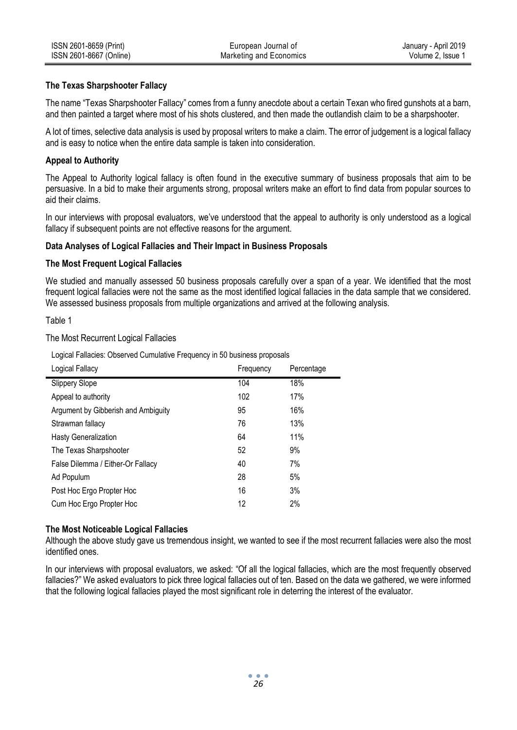### The Texas Sharpshooter Fallacy

The name "Texas Sharpshooter Fallacy" comes from a funny anecdote about a certain Texan who fired gunshots at a barn, and then painted a target where most of his shots clustered, and then made the outlandish claim to be a sharpshooter.

A lot of times, selective data analysis is used by proposal writers to make a claim. The error of judgement is a logical fallacy and is easy to notice when the entire data sample is taken into consideration.

### Appeal to Authority

The Appeal to Authority logical fallacy is often found in the executive summary of business proposals that aim to be persuasive. In a bid to make their arguments strong, proposal writers make an effort to find data from popular sources to aid their claims.

In our interviews with proposal evaluators, we've understood that the appeal to authority is only understood as a logical fallacy if subsequent points are not effective reasons for the argument.

## Data Analyses of Logical Fallacies and Their Impact in Business Proposals

### The Most Frequent Logical Fallacies

We studied and manually assessed 50 business proposals carefully over a span of a year. We identified that the most frequent logical fallacies were not the same as the most identified logical fallacies in the data sample that we considered. We assessed business proposals from multiple organizations and arrived at the following analysis.

Table 1

The Most Recurrent Logical Fallacies

Logical Fallacies: Observed Cumulative Frequency in 50 business proposals

| Logical Fallacy | Frequency | Percentage |
|---|---|---|
| Slippery Slope | 104 | 18% |
| Appeal to authority | 102 | 17% |
| Argument by Gibberish and Ambiguity | 95 | 16% |
| Strawman fallacy | 76 | 13% |
| Hasty Generalization | 64 | 11% |
| The Texas Sharpshooter | 52 | 9% |
| False Dilemma / Either-Or Fallacy | 40 | 7% |
| Ad Populum | 28 | 5% |
| Post Hoc Ergo Propter Hoc | 16 | 3% |
| Cum Hoc Ergo Propter Hoc | 12 | 2% |

### The Most Noticeable Logical Fallacies

Although the above study gave us tremendous insight, we wanted to see if the most recurrent fallacies were also the most identified ones.

In our interviews with proposal evaluators, we asked: "Of all the logical fallacies, which are the most frequently observed fallacies?" We asked evaluators to pick three logical fallacies out of ten. Based on the data we gathered, we were informed that the following logical fallacies played the most significant role in deterring the interest of the evaluator.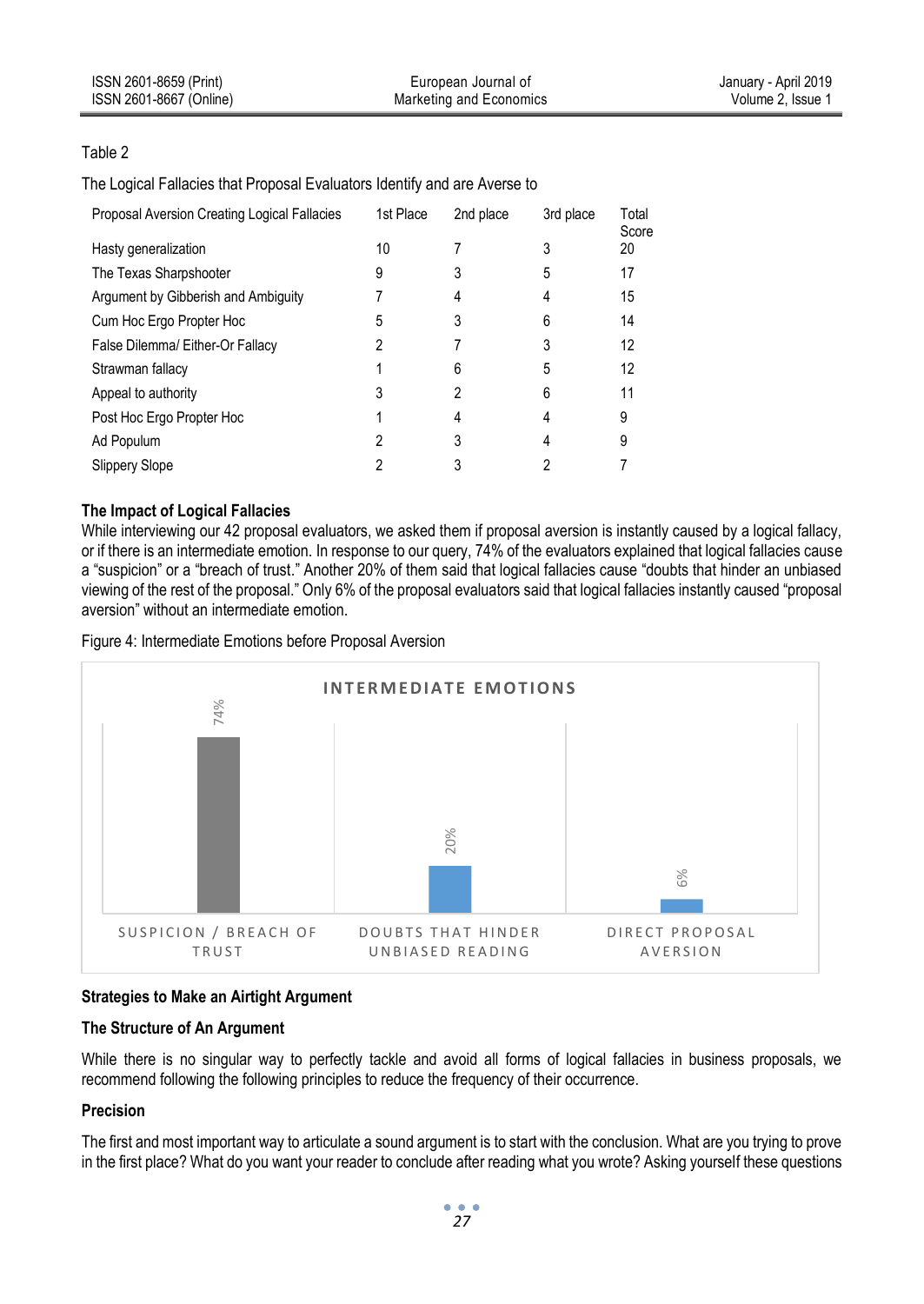Table 2

The Logical Fallacies that Proposal Evaluators Identify and are Averse to

| Proposal Aversion Creating Logical Fallacies | 1st Place | 2nd place | 3rd place | Total Score |
|---|---|---|---|---|
| Hasty generalization | 10 | 7 | 3 | 20 |
| The Texas Sharpshooter | 9 | 3 | 5 | 17 |
| Argument by Gibberish and Ambiguity | 7 | 4 | 4 | 15 |
| Cum Hoc Ergo Propter Hoc | 5 | 3 | 6 | 14 |
| False Dilemma/ Either-Or Fallacy | 2 | 7 | 3 | 12 |
| Strawman fallacy | 1 | 6 | 5 | 12 |
| Appeal to authority | 3 | 2 | 6 | 11 |
| Post Hoc Ergo Propter Hoc | 1 | 4 | 4 | 9 |
| Ad Populum | 2 | 3 | 4 | 9 |
| Slippery Slope | 2 | 3 | 2 | 7 |

**The Impact of Logical Fallacies**

While interviewing our 42 proposal evaluators, we asked them if proposal aversion is instantly caused by a logical fallacy, or if there is an intermediate emotion. In response to our query, 74% of the evaluators explained that logical fallacies cause a "suspicion" or a "breach of trust." Another 20% of them said that logical fallacies cause "doubts that hinder an unbiased viewing of the rest of the proposal." Only 6% of the proposal evaluators said that logical fallacies instantly caused "proposal aversion" without an intermediate emotion.

Figure 4: Intermediate Emotions before Proposal Aversion

**Strategies to Make an Airtight Argument**

**The Structure of An Argument**

While there is no singular way to perfectly tackle and avoid all forms of logical fallacies in business proposals, we recommend following the following principles to reduce the frequency of their occurrence.

**Precision**

The first and most important way to articulate a sound argument is to start with the conclusion. What are you trying to prove in the first place? What do you want your reader to conclude after reading what you wrote? Asking yourself these questions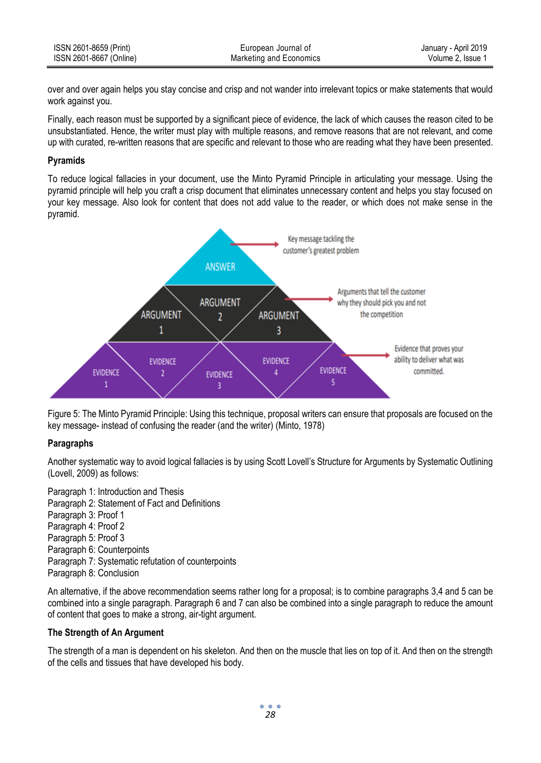over and over again helps you stay concise and crisp and not wander into irrelevant topics or make statements that would work against you.

Finally, each reason must be supported by a significant piece of evidence, the lack of which causes the reason cited to be unsubstantiated. Hence, the writer must play with multiple reasons, and remove reasons that are not relevant, and come up with curated, re-written reasons that are specific and relevant to those who are reading what they have been presented.

**Pyramids**

To reduce logical fallacies in your document, use the Minto Pyramid Principle in articulating your message. Using the pyramid principle will help you craft a crisp document that eliminates unnecessary content and helps you stay focused on your key message. Also look for content that does not add value to the reader, or which does not make sense in the pyramid.

Figure 5: The Minto Pyramid Principle: Using this technique, proposal writers can ensure that proposals are focused on the key message- instead of confusing the reader (and the writer) (Minto, 1978)

**Paragraphs**

Another systematic way to avoid logical fallacies is by using Scott Lovell's Structure for Arguments by Systematic Outlining (Lovell, 2009) as follows:

Paragraph 1: Introduction and Thesis
Paragraph 2: Statement of Fact and Definitions
Paragraph 3: Proof 1
Paragraph 4: Proof 2
Paragraph 5: Proof 3
Paragraph 6: Counterpoints
Paragraph 7: Systematic refutation of counterpoints
Paragraph 8: Conclusion

An alternative, if the above recommendation seems rather long for a proposal; is to combine paragraphs 3,4 and 5 can be combined into a single paragraph. Paragraph 6 and 7 can also be combined into a single paragraph to reduce the amount of content that goes to make a strong, air-tight argument.

**The Strength of An Argument**

The strength of a man is dependent on his skeleton. And then on the muscle that lies on top of it. And then on the strength of the cells and tissues that have developed his body.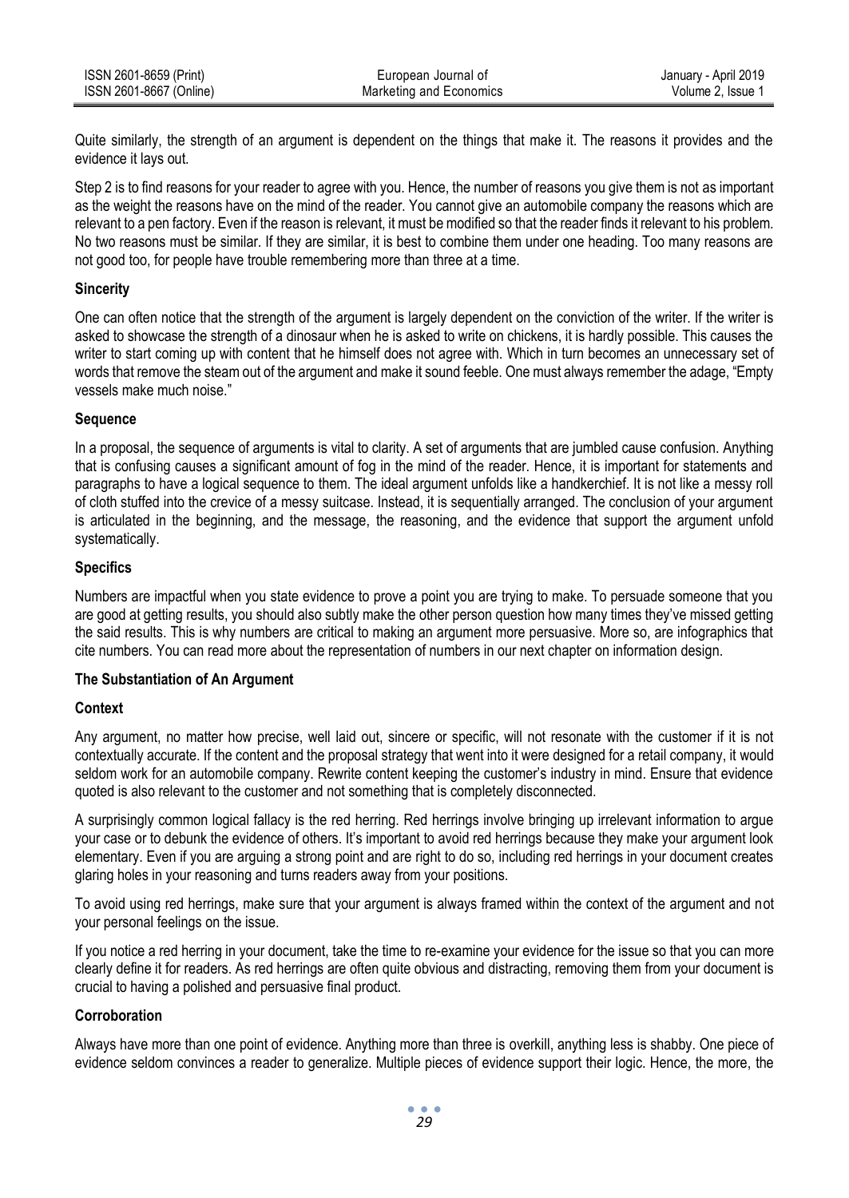Quite similarly, the strength of an argument is dependent on the things that make it. The reasons it provides and the evidence it lays out.

Step 2 is to find reasons for your reader to agree with you. Hence, the number of reasons you give them is not as important as the weight the reasons have on the mind of the reader. You cannot give an automobile company the reasons which are relevant to a pen factory. Even if the reason is relevant, it must be modified so that the reader finds it relevant to his problem. No two reasons must be similar. If they are similar, it is best to combine them under one heading. Too many reasons are not good too, for people have trouble remembering more than three at a time.

**Sincerity**

One can often notice that the strength of the argument is largely dependent on the conviction of the writer. If the writer is asked to showcase the strength of a dinosaur when he is asked to write on chickens, it is hardly possible. This causes the writer to start coming up with content that he himself does not agree with. Which in turn becomes an unnecessary set of words that remove the steam out of the argument and make it sound feeble. One must always remember the adage, "Empty vessels make much noise."

**Sequence**

In a proposal, the sequence of arguments is vital to clarity. A set of arguments that are jumbled cause confusion. Anything that is confusing causes a significant amount of fog in the mind of the reader. Hence, it is important for statements and paragraphs to have a logical sequence to them. The ideal argument unfolds like a handkerchief. It is not like a messy roll of cloth stuffed into the crevice of a messy suitcase. Instead, it is sequentially arranged. The conclusion of your argument is articulated in the beginning, and the message, the reasoning, and the evidence that support the argument unfold systematically.

**Specifics**

Numbers are impactful when you state evidence to prove a point you are trying to make. To persuade someone that you are good at getting results, you should also subtly make the other person question how many times they've missed getting the said results. This is why numbers are critical to making an argument more persuasive. More so, are infographics that cite numbers. You can read more about the representation of numbers in our next chapter on information design.

**The Substantiation of An Argument**

**Context**

Any argument, no matter how precise, well laid out, sincere or specific, will not resonate with the customer if it is not contextually accurate. If the content and the proposal strategy that went into it were designed for a retail company, it would seldom work for an automobile company. Rewrite content keeping the customer's industry in mind. Ensure that evidence quoted is also relevant to the customer and not something that is completely disconnected.

A surprisingly common logical fallacy is the red herring. Red herrings involve bringing up irrelevant information to argue your case or to debunk the evidence of others. It's important to avoid red herrings because they make your argument look elementary. Even if you are arguing a strong point and are right to do so, including red herrings in your document creates glaring holes in your reasoning and turns readers away from your positions.

To avoid using red herrings, make sure that your argument is always framed within the context of the argument and not your personal feelings on the issue.

If you notice a red herring in your document, take the time to re-examine your evidence for the issue so that you can more clearly define it for readers. As red herrings are often quite obvious and distracting, removing them from your document is crucial to having a polished and persuasive final product.

**Corroboration**

Always have more than one point of evidence. Anything more than three is overkill, anything less is shabby. One piece of evidence seldom convinces a reader to generalize. Multiple pieces of evidence support their logic. Hence, the more, the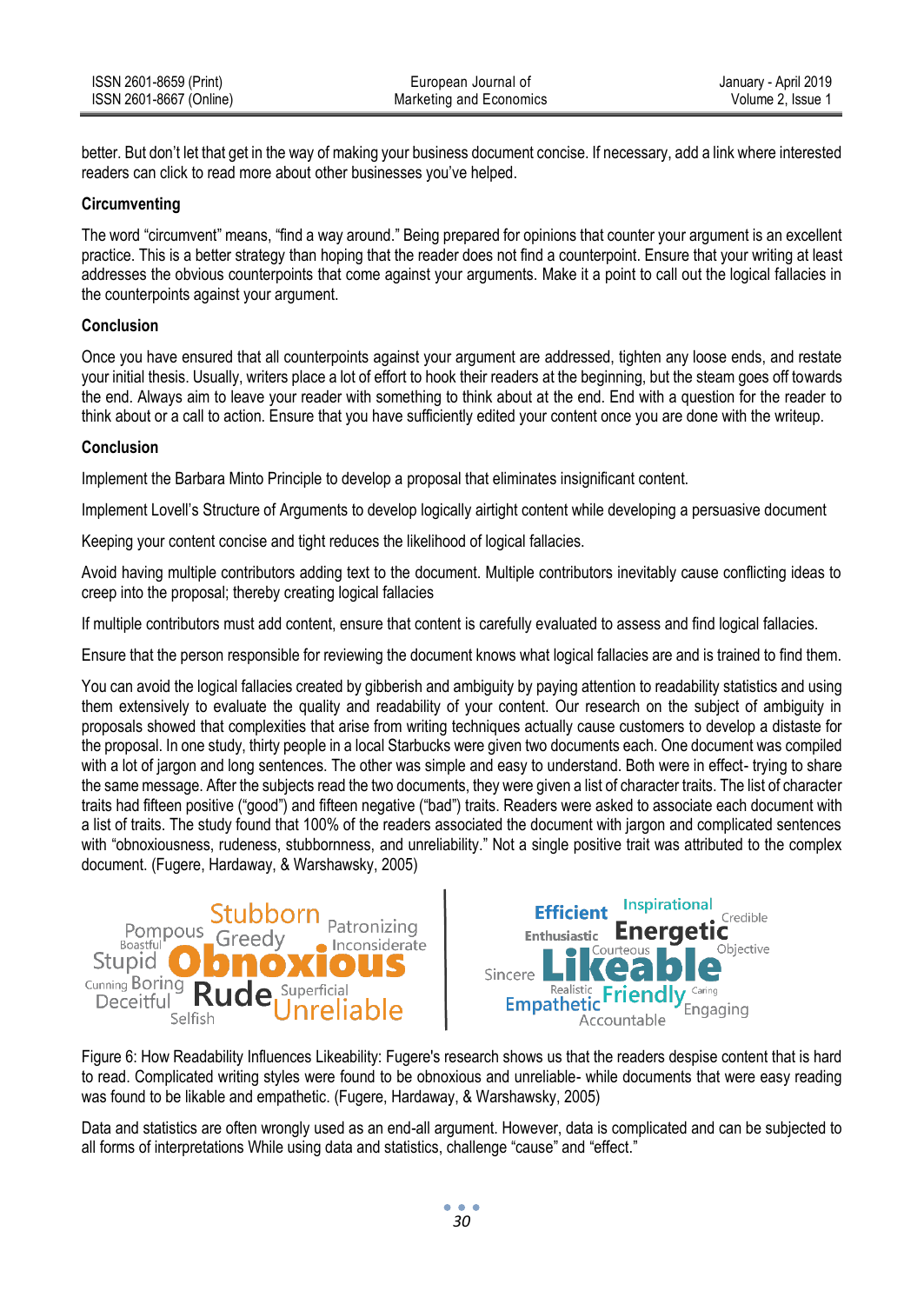better. But don't let that get in the way of making your business document concise. If necessary, add a link where interested readers can click to read more about other businesses you've helped.

### Circumventing

The word "circumvent" means, "find a way around." Being prepared for opinions that counter your argument is an excellent practice. This is a better strategy than hoping that the reader does not find a counterpoint. Ensure that your writing at least addresses the obvious counterpoints that come against your arguments. Make it a point to call out the logical fallacies in the counterpoints against your argument.

### Conclusion

Once you have ensured that all counterpoints against your argument are addressed, tighten any loose ends, and restate your initial thesis. Usually, writers place a lot of effort to hook their readers at the beginning, but the steam goes off towards the end. Always aim to leave your reader with something to think about at the end. End with a question for the reader to think about or a call to action. Ensure that you have sufficiently edited your content once you are done with the writeup.

### Conclusion

Implement the Barbara Minto Principle to develop a proposal that eliminates insignificant content.

Implement Lovell's Structure of Arguments to develop logically airtight content while developing a persuasive document

Keeping your content concise and tight reduces the likelihood of logical fallacies.

Avoid having multiple contributors adding text to the document. Multiple contributors inevitably cause conflicting ideas to creep into the proposal; thereby creating logical fallacies

If multiple contributors must add content, ensure that content is carefully evaluated to assess and find logical fallacies.

Ensure that the person responsible for reviewing the document knows what logical fallacies are and is trained to find them.

You can avoid the logical fallacies created by gibberish and ambiguity by paying attention to readability statistics and using them extensively to evaluate the quality and readability of your content. Our research on the subject of ambiguity in proposals showed that complexities that arise from writing techniques actually cause customers to develop a distaste for the proposal. In one study, thirty people in a local Starbucks were given two documents each. One document was compiled with a lot of jargon and long sentences. The other was simple and easy to understand. Both were in effect- trying to share the same message. After the subjects read the two documents, they were given a list of character traits. The list of character traits had fifteen positive ("good") and fifteen negative ("bad") traits. Readers were asked to associate each document with a list of traits. The study found that 100% of the readers associated the document with jargon and complicated sentences with "obnoxiousness, rudeness, stubbornness, and unreliability." Not a single positive trait was attributed to the complex document. (Fugere, Hardaway, & Warshawsky, 2005)

Figure 6: How Readability Influences Likeability: Fugere's research shows us that the readers despise content that is hard to read. Complicated writing styles were found to be obnoxious and unreliable- while documents that were easy reading was found to be likable and empathetic. (Fugere, Hardaway, & Warshawsky, 2005)

Data and statistics are often wrongly used as an end-all argument. However, data is complicated and can be subjected to all forms of interpretations While using data and statistics, challenge "cause" and "effect."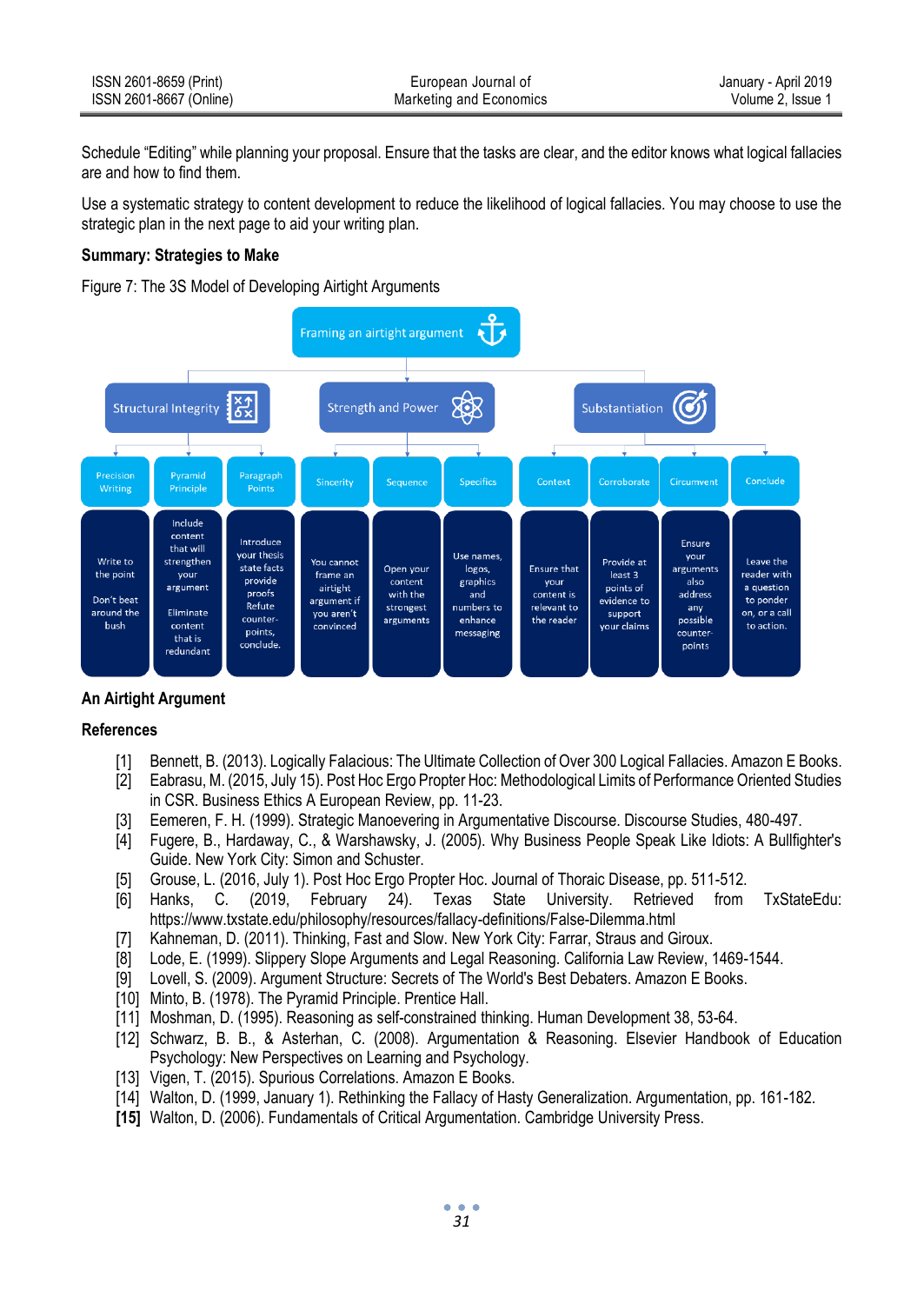Schedule "Editing" while planning your proposal. Ensure that the tasks are clear, and the editor knows what logical fallacies are and how to find them.

Use a systematic strategy to content development to reduce the likelihood of logical fallacies. You may choose to use the strategic plan in the next page to aid your writing plan.

**Summary: Strategies to Make**

Figure 7: The 3S Model of Developing Airtight Arguments

Framing an airtight argument

Structural Integrity

Strength and Power

Substantiation

Precision Writing

Pyramid Principle

Paragraph Points

Sincerity

Sequence

Specifics

Context

Corroborate

Circumvent

Conclude

Write to the point

Don't beat around the bush

Include content that will strengthen your argument

Eliminate content that is redundant

Introduce your thesis state facts provide proofs Refute counter-points, conclude.

You cannot frame an airtight argument if you aren't convinced

Open your content with the strongest arguments

Use names, logos, graphics and numbers to enhance messaging

Ensure that your content is relevant to the reader

Provide at least 3 points of evidence to support your claims

Ensure your arguments also address any possible counter-points

Leave the reader with a question to ponder on, or a call to action.

**An Airtight Argument**

**References**

[1] Bennett, B. (2013). Logically Falacious: The Ultimate Collection of Over 300 Logical Fallacies. Amazon E Books.
[2] Eabrasu, M. (2015, July 15). Post Hoc Ergo Propter Hoc: Methodological Limits of Performance Oriented Studies in CSR. Business Ethics A European Review, pp. 11-23.
[3] Eemeren, F. H. (1999). Strategic Manoevering in Argumentative Discourse. Discourse Studies, 480-497.
[4] Fugere, B., Hardaway, C., & Warshawsky, J. (2005). Why Business People Speak Like Idiots: A Bullfighter's Guide. New York City: Simon and Schuster.
[5] Grouse, L. (2016, July 1). Post Hoc Ergo Propter Hoc. Journal of Thoracic Disease, pp. 511-512.
[6] Hanks, C. (2019, February 24). Texas State University. Retrieved from TxStateEdu: https://www.txstate.edu/philosophy/resources/fallacy-definitions/False-Dilemma.html
[7] Kahneman, D. (2011). Thinking, Fast and Slow. New York City: Farrar, Straus and Giroux.
[8] Lode, E. (1999). Slippery Slope Arguments and Legal Reasoning. California Law Review, 1469-1544.
[9] Lovell, S. (2009). Argument Structure: Secrets of The World's Best Debaters. Amazon E Books.
[10] Minto, B. (1978). The Pyramid Principle. Prentice Hall.
[11] Moshman, D. (1995). Reasoning as self-constrained thinking. Human Development 38, 53-64.
[12] Schwarz, B. B., & Asterhan, C. (2008). Argumentation & Reasoning. Elsevier Handbook of Education Psychology: New Perspectives on Learning and Psychology.
[13] Vigen, T. (2015). Spurious Correlations. Amazon E Books.
[14] Walton, D. (1999, January 1). Rethinking the Fallacy of Hasty Generalization. Argumentation, pp. 161-182.
**[15]** Walton, D. (2006). Fundamentals of Critical Argumentation. Cambridge University Press.